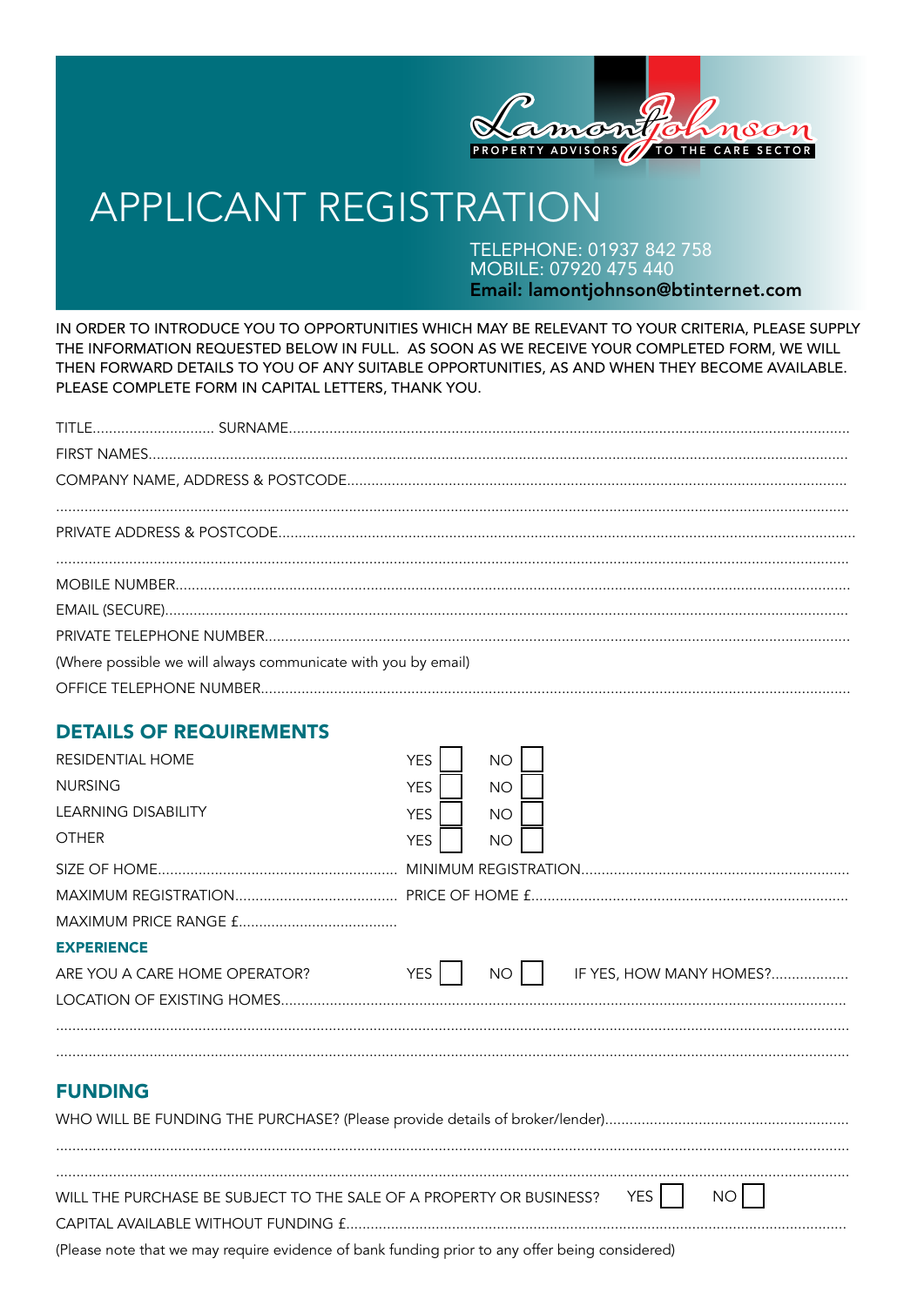LamontJohnson
PROPERTY ADVISORS TO THE CARE SECTOR

# APPLICANT REGISTRATION

TELEPHONE: 01937 842 758
MOBILE: 07920 475 440
**Email: lamontjohnson@btinternet.com**

IN ORDER TO INTRODUCE YOU TO OPPORTUNITIES WHICH MAY BE RELEVANT TO YOUR CRITERIA, PLEASE SUPPLY THE INFORMATION REQUESTED BELOW IN FULL. AS SOON AS WE RECEIVE YOUR COMPLETED FORM, WE WILL THEN FORWARD DETAILS TO YOU OF ANY SUITABLE OPPORTUNITIES, AS AND WHEN THEY BECOME AVAILABLE. PLEASE COMPLETE FORM IN CAPITAL LETTERS, THANK YOU.

TITLE............................. SURNAME..........................................................................................................

FIRST NAMES..........................................................................................................................................

COMPANY NAME, ADDRESS & POSTCODE.........................................................................................

..............................................................................................................................................................

PRIVATE ADDRESS & POSTCODE............................................................................................................

..............................................................................................................................................................

MOBILE NUMBER....................................................................................................................................

EMAIL (SECURE)......................................................................................................................................

PRIVATE TELEPHONE NUMBER...............................................................................................................

(Where possible we will always communicate with you by email)

OFFICE TELEPHONE NUMBER.................................................................................................................

## DETAILS OF REQUIREMENTS

RESIDENTIAL HOME YES ☐ NO ☐

NURSING YES ☐ NO ☐

LEARNING DISABILITY YES ☐ NO ☐

OTHER YES ☐ NO ☐

SIZE OF HOME.......................................................... MINIMUM REGISTRATION.................................................

MAXIMUM REGISTRATION........................................ PRICE OF HOME £.............................................................

MAXIMUM PRICE RANGE £.......................................

### EXPERIENCE

ARE YOU A CARE HOME OPERATOR? YES ☐ NO ☐ IF YES, HOW MANY HOMES?..................

LOCATION OF EXISTING HOMES..........................................................................................................

..............................................................................................................................................................

..............................................................................................................................................................

## FUNDING

WHO WILL BE FUNDING THE PURCHASE? (Please provide details of broker/lender)...........................................

..............................................................................................................................................................

..............................................................................................................................................................

WILL THE PURCHASE BE SUBJECT TO THE SALE OF A PROPERTY OR BUSINESS? YES ☐ NO ☐

CAPITAL AVAILABLE WITHOUT FUNDING £..........................................................................................

(Please note that we may require evidence of bank funding prior to any offer being considered)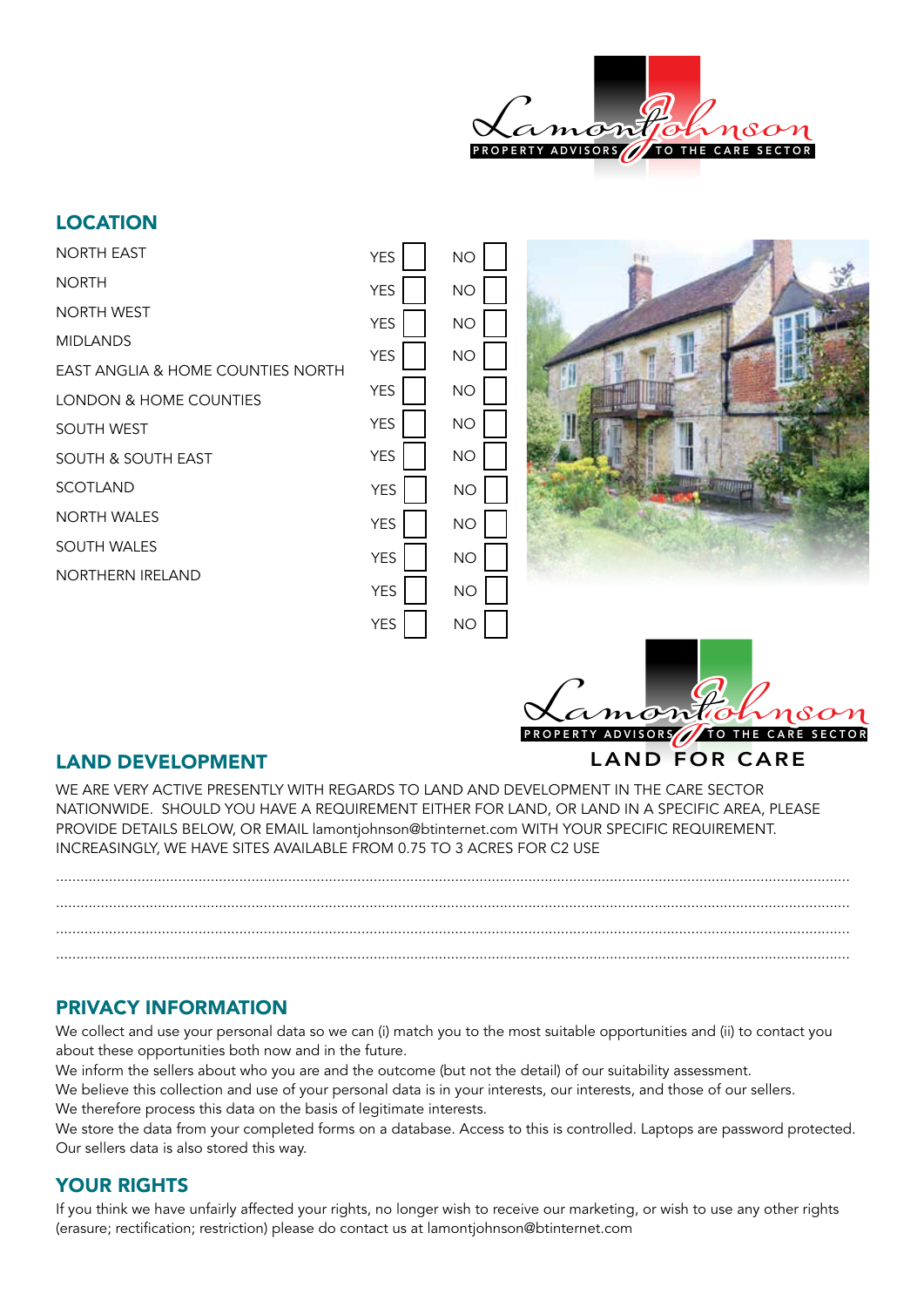LAMONT JOHNSON
PROPERTY ADVISORS TO THE CARE SECTOR

## LOCATION

| | | |
|---|---|---|
| NORTH EAST | YES ☐ | NO ☐ |
| NORTH | YES ☐ | NO ☐ |
| NORTH WEST | YES ☐ | NO ☐ |
| MIDLANDS | YES ☐ | NO ☐ |
| EAST ANGLIA & HOME COUNTIES NORTH | YES ☐ | NO ☐ |
| LONDON & HOME COUNTIES | YES ☐ | NO ☐ |
| SOUTH WEST | YES ☐ | NO ☐ |
| SOUTH & SOUTH EAST | YES ☐ | NO ☐ |
| SCOTLAND | YES ☐ | NO ☐ |
| NORTH WALES | YES ☐ | NO ☐ |
| SOUTH WALES | YES ☐ | NO ☐ |
| NORTHERN IRELAND | YES ☐ | NO ☐ |
| | YES ☐ | NO ☐ |

LAMONT JOHNSON
PROPERTY ADVISORS TO THE CARE SECTOR
LAND FOR CARE

## LAND DEVELOPMENT

WE ARE VERY ACTIVE PRESENTLY WITH REGARDS TO LAND AND DEVELOPMENT IN THE CARE SECTOR NATIONWIDE. SHOULD YOU HAVE A REQUIREMENT EITHER FOR LAND, OR LAND IN A SPECIFIC AREA, PLEASE PROVIDE DETAILS BELOW, OR EMAIL lamontjohnson@btinternet.com WITH YOUR SPECIFIC REQUIREMENT. INCREASINGLY, WE HAVE SITES AVAILABLE FROM 0.75 TO 3 ACRES FOR C2 USE

.....................................................................................................................................................................

.....................................................................................................................................................................

.....................................................................................................................................................................

.....................................................................................................................................................................

## PRIVACY INFORMATION

We collect and use your personal data so we can (i) match you to the most suitable opportunities and (ii) to contact you about these opportunities both now and in the future.
We inform the sellers about who you are and the outcome (but not the detail) of our suitability assessment.
We believe this collection and use of your personal data is in your interests, our interests, and those of our sellers.
We therefore process this data on the basis of legitimate interests.
We store the data from your completed forms on a database. Access to this is controlled. Laptops are password protected.
Our sellers data is also stored this way.

## YOUR RIGHTS

If you think we have unfairly affected your rights, no longer wish to receive our marketing, or wish to use any other rights (erasure; rectification; restriction) please do contact us at lamontjohnson@btinternet.com